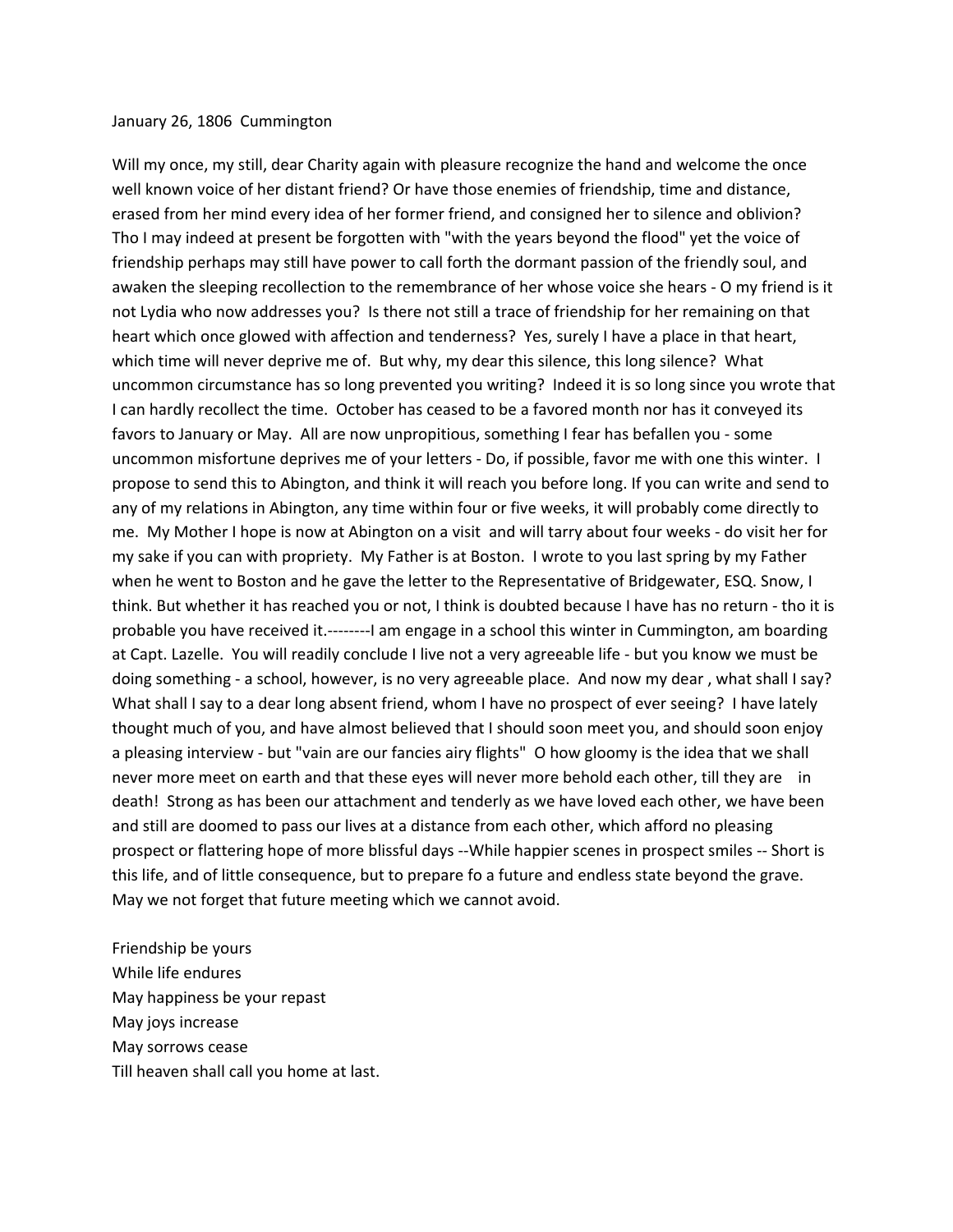January 26, 1806 Cummington

Will my once, my still, dear Charity again with pleasure recognize the hand and welcome the once well known voice of her distant friend? Or have those enemies of friendship, time and distance, erased from her mind every idea of her former friend, and consigned her to silence and oblivion? Tho I may indeed at present be forgotten with "with the years beyond the flood" yet the voice of friendship perhaps may still have power to call forth the dormant passion of the friendly soul, and awaken the sleeping recollection to the remembrance of her whose voice she hears - O my friend is it not Lydia who now addresses you? Is there not still a trace of friendship for her remaining on that heart which once glowed with affection and tenderness? Yes, surely I have a place in that heart, which time will never deprive me of. But why, my dear this silence, this long silence? What uncommon circumstance has so long prevented you writing? Indeed it is so long since you wrote that I can hardly recollect the time. October has ceased to be a favored month nor has it conveyed its favors to January or May. All are now unpropitious, something I fear has befallen you - some uncommon misfortune deprives me of your letters - Do, if possible, favor me with one this winter. I propose to send this to Abington, and think it will reach you before long. If you can write and send to any of my relations in Abington, any time within four or five weeks, it will probably come directly to me. My Mother I hope is now at Abington on a visit and will tarry about four weeks - do visit her for my sake if you can with propriety. My Father is at Boston. I wrote to you last spring by my Father when he went to Boston and he gave the letter to the Representative of Bridgewater, ESQ. Snow, I think. But whether it has reached you or not, I think is doubted because I have has no return - tho it is probable you have received it.--------I am engage in a school this winter in Cummington, am boarding at Capt. Lazelle. You will readily conclude I live not a very agreeable life - but you know we must be doing something - a school, however, is no very agreeable place. And now my dear , what shall I say? What shall I say to a dear long absent friend, whom I have no prospect of ever seeing? I have lately thought much of you, and have almost believed that I should soon meet you, and should soon enjoy a pleasing interview - but "vain are our fancies airy flights" O how gloomy is the idea that we shall never more meet on earth and that these eyes will never more behold each other, till they are in death! Strong as has been our attachment and tenderly as we have loved each other, we have been and still are doomed to pass our lives at a distance from each other, which afford no pleasing prospect or flattering hope of more blissful days --While happier scenes in prospect smiles -- Short is this life, and of little consequence, but to prepare fo a future and endless state beyond the grave. May we not forget that future meeting which we cannot avoid.

Friendship be yours  
While life endures  
May happiness be your repast  
May joys increase  
May sorrows cease  
Till heaven shall call you home at last.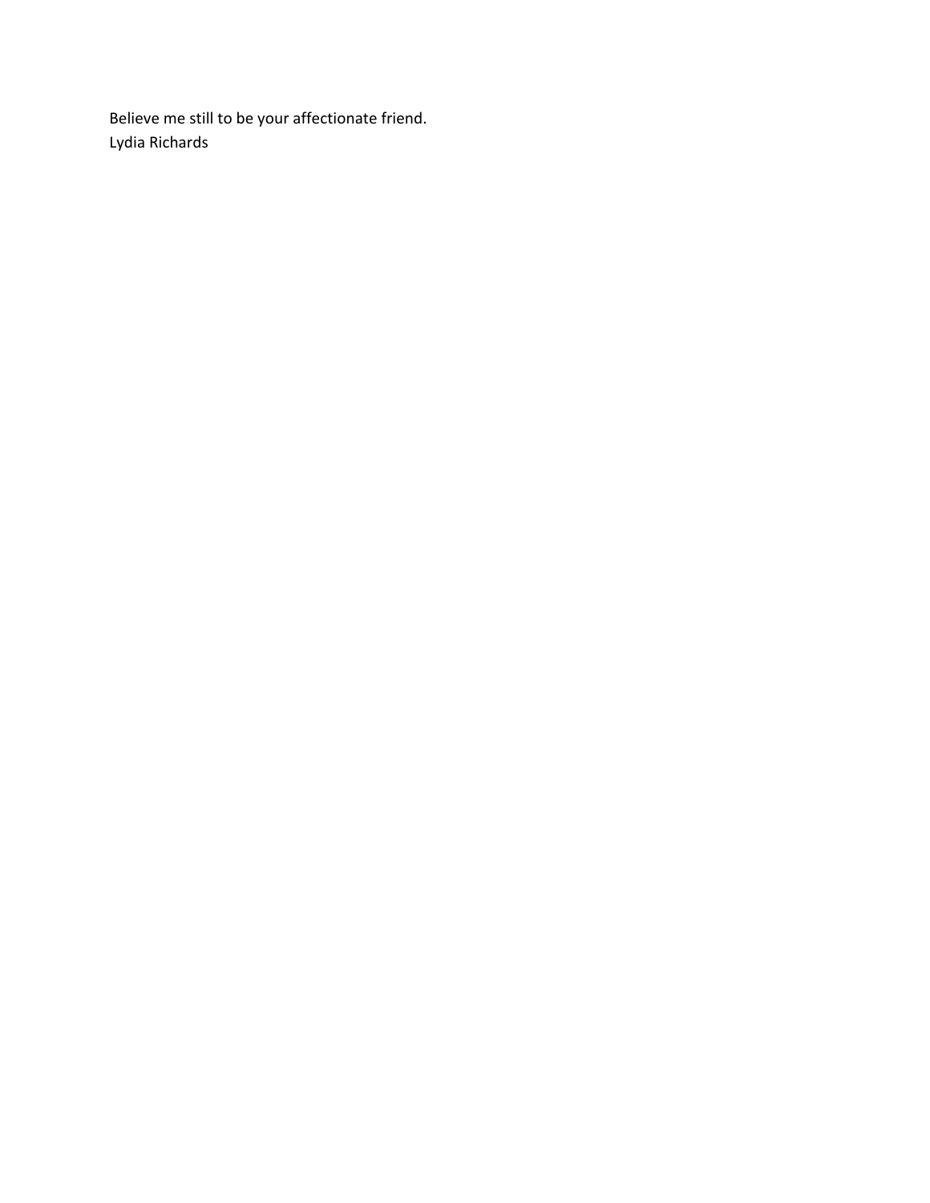Believe me still to be your affectionate friend.
Lydia Richards